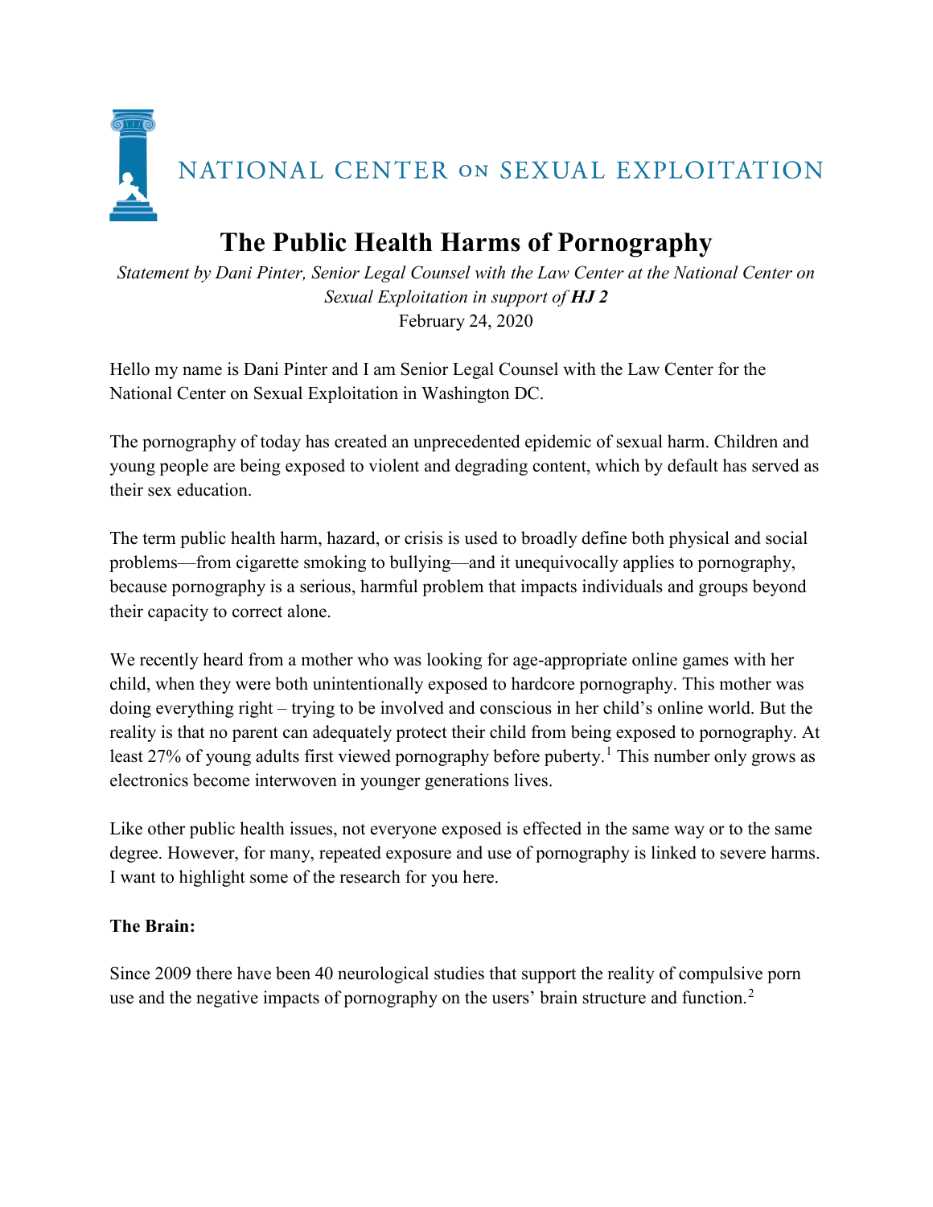NATIONAL CENTER ON SEXUAL EXPLOITATION

# The Public Health Harms of Pornography

*Statement by Dani Pinter, Senior Legal Counsel with the Law Center at the National Center on Sexual Exploitation in support of* ***HJ 2***
February 24, 2020

Hello my name is Dani Pinter and I am Senior Legal Counsel with the Law Center for the National Center on Sexual Exploitation in Washington DC.

The pornography of today has created an unprecedented epidemic of sexual harm. Children and young people are being exposed to violent and degrading content, which by default has served as their sex education.

The term public health harm, hazard, or crisis is used to broadly define both physical and social problems—from cigarette smoking to bullying—and it unequivocally applies to pornography, because pornography is a serious, harmful problem that impacts individuals and groups beyond their capacity to correct alone.

We recently heard from a mother who was looking for age-appropriate online games with her child, when they were both unintentionally exposed to hardcore pornography. This mother was doing everything right – trying to be involved and conscious in her child's online world. But the reality is that no parent can adequately protect their child from being exposed to pornography. At least 27% of young adults first viewed pornography before puberty.[1] This number only grows as electronics become interwoven in younger generations lives.

Like other public health issues, not everyone exposed is effected in the same way or to the same degree. However, for many, repeated exposure and use of pornography is linked to severe harms. I want to highlight some of the research for you here.

**The Brain:**

Since 2009 there have been 40 neurological studies that support the reality of compulsive porn use and the negative impacts of pornography on the users' brain structure and function.[2]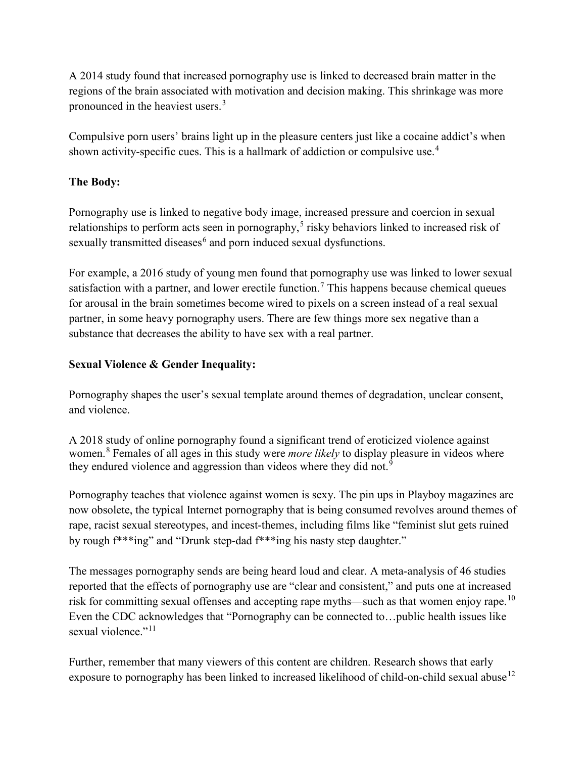A 2014 study found that increased pornography use is linked to decreased brain matter in the regions of the brain associated with motivation and decision making. This shrinkage was more pronounced in the heaviest users.[3]

Compulsive porn users' brains light up in the pleasure centers just like a cocaine addict's when shown activity-specific cues. This is a hallmark of addiction or compulsive use.[4]

**The Body:**

Pornography use is linked to negative body image, increased pressure and coercion in sexual relationships to perform acts seen in pornography,[5] risky behaviors linked to increased risk of sexually transmitted diseases[6] and porn induced sexual dysfunctions.

For example, a 2016 study of young men found that pornography use was linked to lower sexual satisfaction with a partner, and lower erectile function.[7] This happens because chemical queues for arousal in the brain sometimes become wired to pixels on a screen instead of a real sexual partner, in some heavy pornography users. There are few things more sex negative than a substance that decreases the ability to have sex with a real partner.

**Sexual Violence & Gender Inequality:**

Pornography shapes the user's sexual template around themes of degradation, unclear consent, and violence.

A 2018 study of online pornography found a significant trend of eroticized violence against women.[8] Females of all ages in this study were *more likely* to display pleasure in videos where they endured violence and aggression than videos where they did not.[9]

Pornography teaches that violence against women is sexy. The pin ups in Playboy magazines are now obsolete, the typical Internet pornography that is being consumed revolves around themes of rape, racist sexual stereotypes, and incest-themes, including films like "feminist slut gets ruined by rough f***ing" and "Drunk step-dad f***ing his nasty step daughter."

The messages pornography sends are being heard loud and clear. A meta-analysis of 46 studies reported that the effects of pornography use are "clear and consistent," and puts one at increased risk for committing sexual offenses and accepting rape myths—such as that women enjoy rape.[10] Even the CDC acknowledges that "Pornography can be connected to…public health issues like sexual violence."[11]

Further, remember that many viewers of this content are children. Research shows that early exposure to pornography has been linked to increased likelihood of child-on-child sexual abuse[12]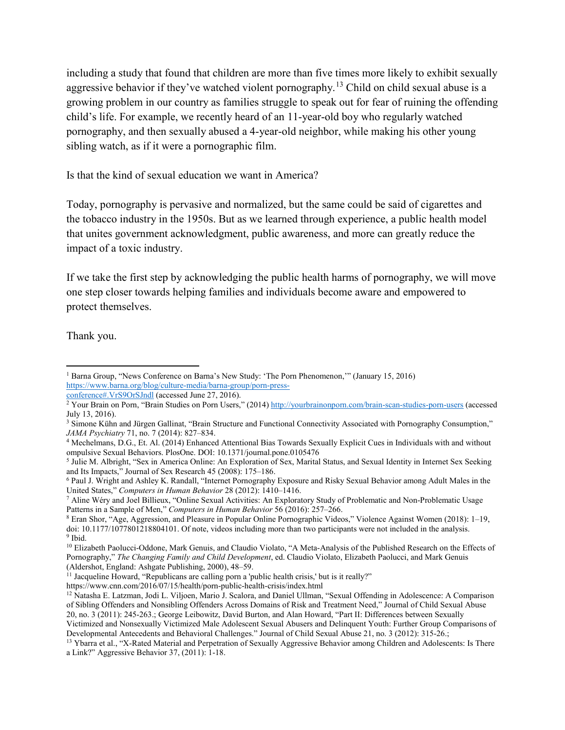including a study that found that children are more than five times more likely to exhibit sexually aggressive behavior if they've watched violent pornography.[13] Child on child sexual abuse is a growing problem in our country as families struggle to speak out for fear of ruining the offending child's life. For example, we recently heard of an 11-year-old boy who regularly watched pornography, and then sexually abused a 4-year-old neighbor, while making his other young sibling watch, as if it were a pornographic film.

Is that the kind of sexual education we want in America?

Today, pornography is pervasive and normalized, but the same could be said of cigarettes and the tobacco industry in the 1950s. But as we learned through experience, a public health model that unites government acknowledgment, public awareness, and more can greatly reduce the impact of a toxic industry.

If we take the first step by acknowledging the public health harms of pornography, we will move one step closer towards helping families and individuals become aware and empowered to protect themselves.

Thank you.

---

[1] Barna Group, "News Conference on Barna's New Study: 'The Porn Phenomenon,'" (January 15, 2016) https://www.barna.org/blog/culture-media/barna-group/porn-press-conference#.VrS9OrSJndl (accessed June 27, 2016).

[2] Your Brain on Porn, "Brain Studies on Porn Users," (2014) http://yourbrainonporn.com/brain-scan-studies-porn-users (accessed July 13, 2016).

[3] Simone Kühn and Jürgen Gallinat, "Brain Structure and Functional Connectivity Associated with Pornography Consumption," *JAMA Psychiatry* 71, no. 7 (2014): 827–834.

[4] Mechelmans, D.G., Et. Al. (2014) Enhanced Attentional Bias Towards Sexually Explicit Cues in Individuals with and without ompulsive Sexual Behaviors. PlosOne. DOI: 10.1371/journal.pone.0105476

[5] Julie M. Albright, "Sex in America Online: An Exploration of Sex, Marital Status, and Sexual Identity in Internet Sex Seeking and Its Impacts," Journal of Sex Research 45 (2008): 175–186.

[6] Paul J. Wright and Ashley K. Randall, "Internet Pornography Exposure and Risky Sexual Behavior among Adult Males in the United States," *Computers in Human Behavior* 28 (2012): 1410–1416.

[7] Aline Wéry and Joel Billieux, "Online Sexual Activities: An Exploratory Study of Problematic and Non-Problematic Usage Patterns in a Sample of Men," *Computers in Human Behavior* 56 (2016): 257–266.

[8] Eran Shor, "Age, Aggression, and Pleasure in Popular Online Pornographic Videos," Violence Against Women (2018): 1–19, doi: 10.1177/1077801218804101. Of note, videos including more than two participants were not included in the analysis.

[9] Ibid.

[10] Elizabeth Paolucci-Oddone, Mark Genuis, and Claudio Violato, "A Meta-Analysis of the Published Research on the Effects of Pornography," *The Changing Family and Child Development*, ed. Claudio Violato, Elizabeth Paolucci, and Mark Genuis (Aldershot, England: Ashgate Publishing, 2000), 48–59.

[11] Jacqueline Howard, "Republicans are calling porn a 'public health crisis,' but is it really?" https://www.cnn.com/2016/07/15/health/porn-public-health-crisis/index.html

[12] Natasha E. Latzman, Jodi L. Viljoen, Mario J. Scalora, and Daniel Ullman, "Sexual Offending in Adolescence: A Comparison of Sibling Offenders and Nonsibling Offenders Across Domains of Risk and Treatment Need," Journal of Child Sexual Abuse 20, no. 3 (2011): 245-263.; George Leibowitz, David Burton, and Alan Howard, "Part II: Differences between Sexually Victimized and Nonsexually Victimized Male Adolescent Sexual Abusers and Delinquent Youth: Further Group Comparisons of Developmental Antecedents and Behavioral Challenges." Journal of Child Sexual Abuse 21, no. 3 (2012): 315-26.;

[13] Ybarra et al., "X-Rated Material and Perpetration of Sexually Aggressive Behavior among Children and Adolescents: Is There a Link?" Aggressive Behavior 37, (2011): 1-18.